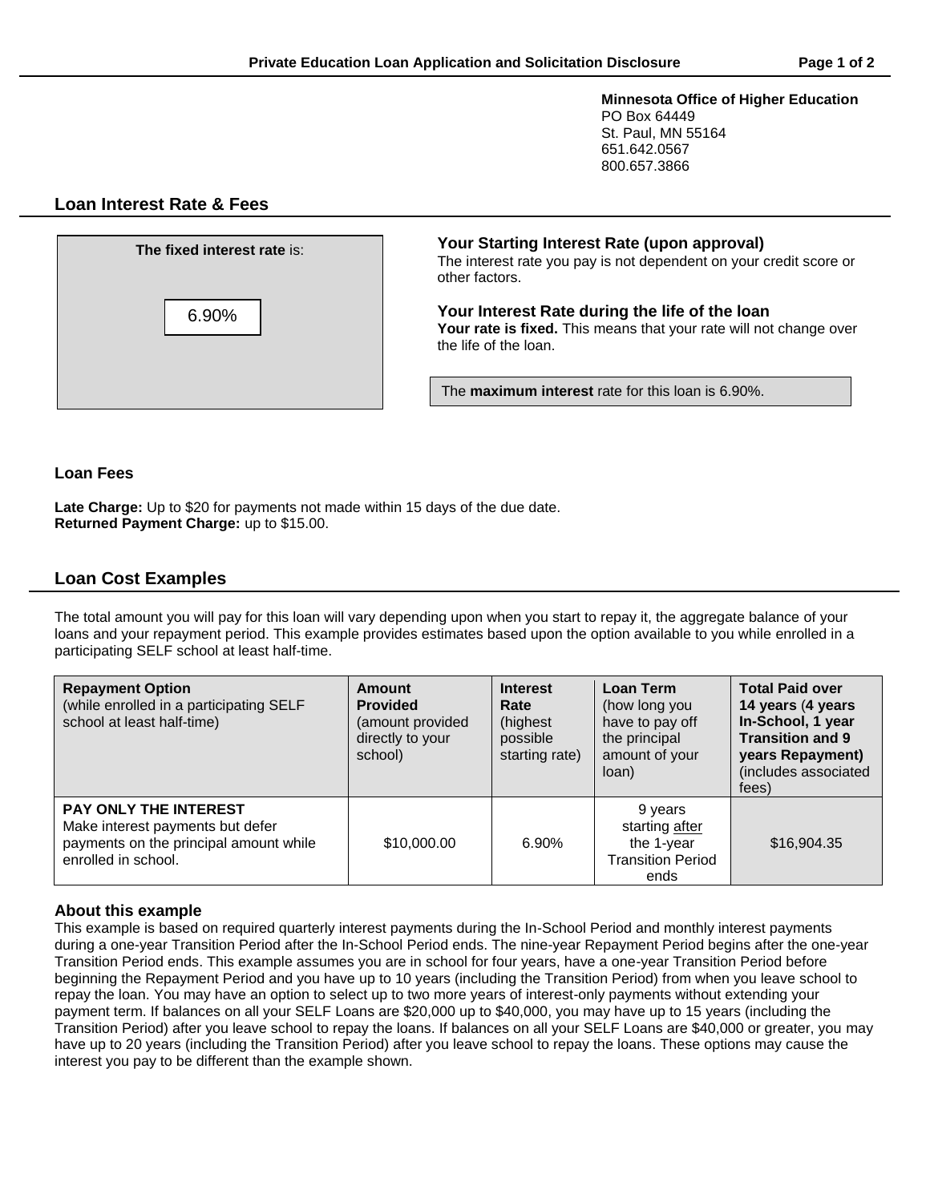**Minnesota Office of Higher Education**
PO Box 64449
St. Paul, MN 55164
651.642.0567
800.657.3866

## Loan Interest Rate & Fees

**The fixed interest rate** is:

6.90%

### Your Starting Interest Rate (upon approval)

The interest rate you pay is not dependent on your credit score or other factors.

### Your Interest Rate during the life of the loan

**Your rate is fixed.** This means that your rate will not change over the life of the loan.

The **maximum interest** rate for this loan is 6.90%.

### Loan Fees

**Late Charge:** Up to $20 for payments not made within 15 days of the due date.
**Returned Payment Charge:** up to $15.00.

## Loan Cost Examples

The total amount you will pay for this loan will vary depending upon when you start to repay it, the aggregate balance of your loans and your repayment period. This example provides estimates based upon the option available to you while enrolled in a participating SELF school at least half-time.

| **Repayment Option** (while enrolled in a participating SELF school at least half-time) | **Amount Provided** (amount provided directly to your school) | **Interest Rate** (highest possible starting rate) | **Loan Term** (how long you have to pay off the principal amount of your loan) | **Total Paid over 14 years (4 years In-School, 1 year Transition and 9 years Repayment)** (includes associated fees) |
|---|---|---|---|---|
| **PAY ONLY THE INTEREST** Make interest payments but defer payments on the principal amount while enrolled in school. | $10,000.00 | 6.90% | 9 years starting after the 1-year Transition Period ends | $16,904.35 |

### About this example

This example is based on required quarterly interest payments during the In-School Period and monthly interest payments during a one-year Transition Period after the In-School Period ends. The nine-year Repayment Period begins after the one-year Transition Period ends. This example assumes you are in school for four years, have a one-year Transition Period before beginning the Repayment Period and you have up to 10 years (including the Transition Period) from when you leave school to repay the loan. You may have an option to select up to two more years of interest-only payments without extending your payment term. If balances on all your SELF Loans are $20,000 up to $40,000, you may have up to 15 years (including the Transition Period) after you leave school to repay the loans. If balances on all your SELF Loans are $40,000 or greater, you may have up to 20 years (including the Transition Period) after you leave school to repay the loans. These options may cause the interest you pay to be different than the example shown.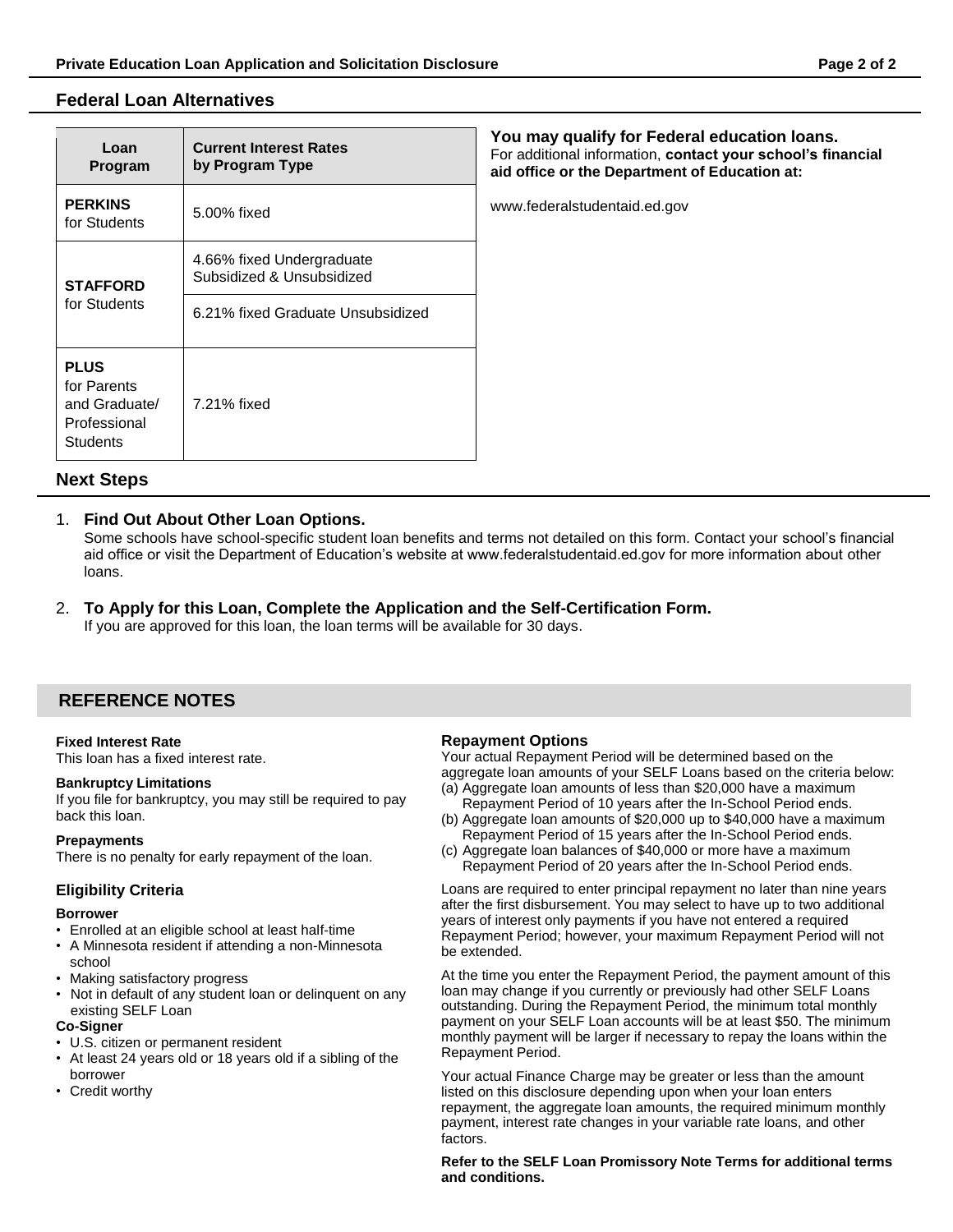## Federal Loan Alternatives

| Loan Program | Current Interest Rates by Program Type |
| --- | --- |
| **PERKINS** for Students | 5.00% fixed |
| **STAFFORD** for Students | 4.66% fixed Undergraduate Subsidized & Unsubsidized |
| | 6.21% fixed Graduate Unsubsidized |
| **PLUS** for Parents and Graduate/ Professional Students | 7.21% fixed |

**You may qualify for Federal education loans.**
For additional information, **contact your school's financial aid office or the Department of Education at:**

www.federalstudentaid.ed.gov

## Next Steps

1. **Find Out About Other Loan Options.**
   Some schools have school-specific student loan benefits and terms not detailed on this form. Contact your school's financial aid office or visit the Department of Education's website at www.federalstudentaid.ed.gov for more information about other loans.

2. **To Apply for this Loan, Complete the Application and the Self-Certification Form.**
   If you are approved for this loan, the loan terms will be available for 30 days.

## REFERENCE NOTES

**Fixed Interest Rate**
This loan has a fixed interest rate.

**Bankruptcy Limitations**
If you file for bankruptcy, you may still be required to pay back this loan.

**Prepayments**
There is no penalty for early repayment of the loan.

### Eligibility Criteria

**Borrower**
- Enrolled at an eligible school at least half-time
- A Minnesota resident if attending a non-Minnesota school
- Making satisfactory progress
- Not in default of any student loan or delinquent on any existing SELF Loan

**Co-Signer**
- U.S. citizen or permanent resident
- At least 24 years old or 18 years old if a sibling of the borrower
- Credit worthy

### Repayment Options

Your actual Repayment Period will be determined based on the aggregate loan amounts of your SELF Loans based on the criteria below:

(a) Aggregate loan amounts of less than $20,000 have a maximum Repayment Period of 10 years after the In-School Period ends.
(b) Aggregate loan amounts of $20,000 up to $40,000 have a maximum Repayment Period of 15 years after the In-School Period ends.
(c) Aggregate loan balances of $40,000 or more have a maximum Repayment Period of 20 years after the In-School Period ends.

Loans are required to enter principal repayment no later than nine years after the first disbursement. You may select to have up to two additional years of interest only payments if you have not entered a required Repayment Period; however, your maximum Repayment Period will not be extended.

At the time you enter the Repayment Period, the payment amount of this loan may change if you currently or previously had other SELF Loans outstanding. During the Repayment Period, the minimum total monthly payment on your SELF Loan accounts will be at least $50. The minimum monthly payment will be larger if necessary to repay the loans within the Repayment Period.

Your actual Finance Charge may be greater or less than the amount listed on this disclosure depending upon when your loan enters repayment, the aggregate loan amounts, the required minimum monthly payment, interest rate changes in your variable rate loans, and other factors.

**Refer to the SELF Loan Promissory Note Terms for additional terms and conditions.**